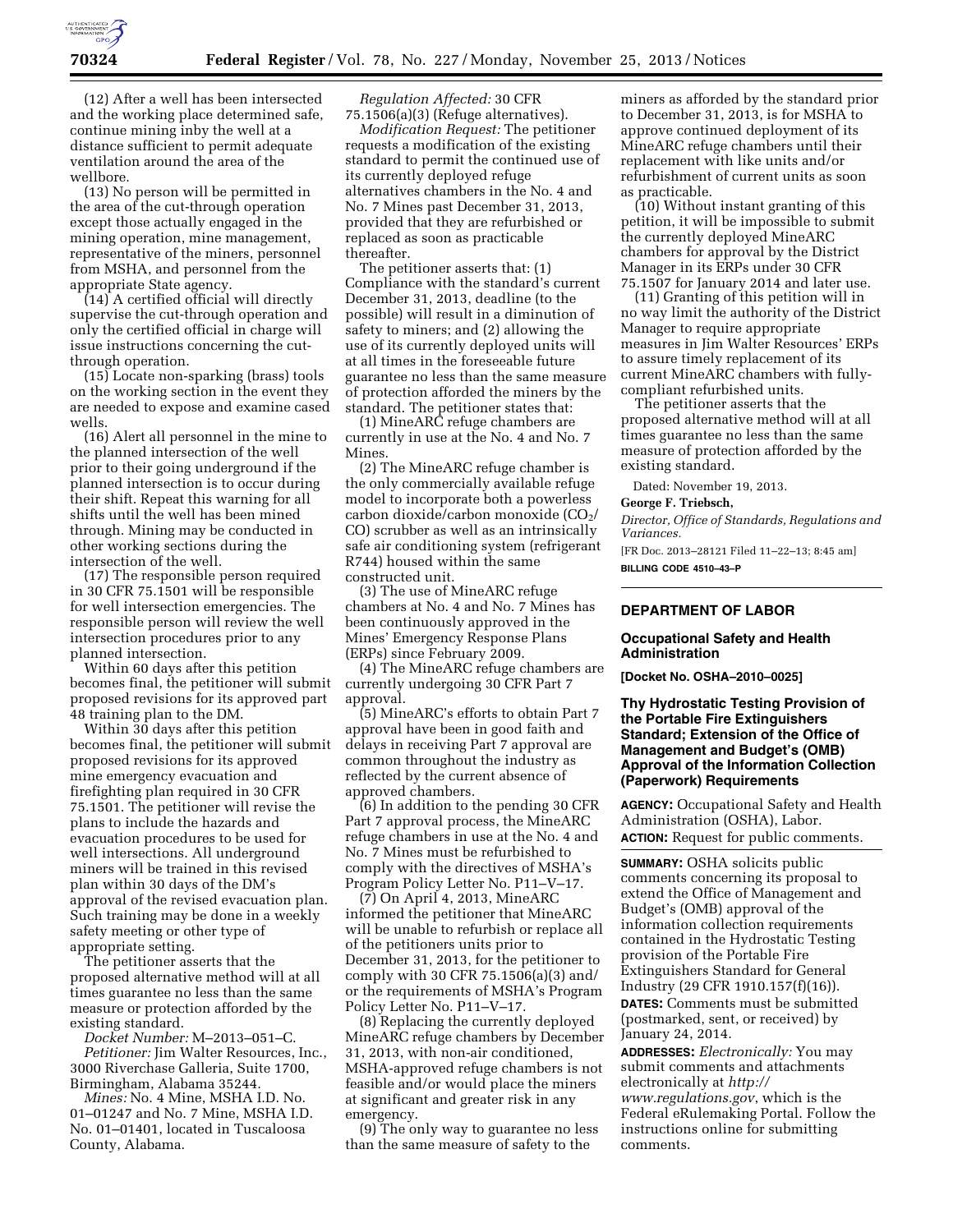(12) After a well has been intersected and the working place determined safe, continue mining inby the well at a distance sufficient to permit adequate ventilation around the area of the wellbore.

(13) No person will be permitted in the area of the cut-through operation except those actually engaged in the mining operation, mine management, representative of the miners, personnel from MSHA, and personnel from the appropriate State agency.

(14) A certified official will directly supervise the cut-through operation and only the certified official in charge will issue instructions concerning the cut-through operation.

(15) Locate non-sparking (brass) tools on the working section in the event they are needed to expose and examine cased wells.

(16) Alert all personnel in the mine to the planned intersection of the well prior to their going underground if the planned intersection is to occur during their shift. Repeat this warning for all shifts until the well has been mined through. Mining may be conducted in other working sections during the intersection of the well.

(17) The responsible person required in 30 CFR 75.1501 will be responsible for well intersection emergencies. The responsible person will review the well intersection procedures prior to any planned intersection.

Within 60 days after this petition becomes final, the petitioner will submit proposed revisions for its approved part 48 training plan to the DM.

Within 30 days after this petition becomes final, the petitioner will submit proposed revisions for its approved mine emergency evacuation and firefighting plan required in 30 CFR 75.1501. The petitioner will revise the plans to include the hazards and evacuation procedures to be used for well intersections. All underground miners will be trained in this revised plan within 30 days of the DM's approval of the revised evacuation plan. Such training may be done in a weekly safety meeting or other type of appropriate setting.

The petitioner asserts that the proposed alternative method will at all times guarantee no less than the same measure or protection afforded by the existing standard.

*Docket Number:* M–2013–051–C.

*Petitioner:* Jim Walter Resources, Inc., 3000 Riverchase Galleria, Suite 1700, Birmingham, Alabama 35244.

*Mines:* No. 4 Mine, MSHA I.D. No. 01–01247 and No. 7 Mine, MSHA I.D. No. 01–01401, located in Tuscaloosa County, Alabama.

*Regulation Affected:* 30 CFR 75.1506(a)(3) (Refuge alternatives).

*Modification Request:* The petitioner requests a modification of the existing standard to permit the continued use of its currently deployed refuge alternatives chambers in the No. 4 and No. 7 Mines past December 31, 2013, provided that they are refurbished or replaced as soon as practicable thereafter.

The petitioner asserts that: (1) Compliance with the standard's current December 31, 2013, deadline (to the possible) will result in a diminution of safety to miners; and (2) allowing the use of its currently deployed units will at all times in the foreseeable future guarantee no less than the same measure of protection afforded the miners by the standard. The petitioner states that:

(1) MineARC refuge chambers are currently in use at the No. 4 and No. 7 Mines.

(2) The MineARC refuge chamber is the only commercially available refuge model to incorporate both a powerless carbon dioxide/carbon monoxide ($CO_2$/CO) scrubber as well as an intrinsically safe air conditioning system (refrigerant R744) housed within the same constructed unit.

(3) The use of MineARC refuge chambers at No. 4 and No. 7 Mines has been continuously approved in the Mines' Emergency Response Plans (ERPs) since February 2009.

(4) The MineARC refuge chambers are currently undergoing 30 CFR Part 7 approval.

(5) MineARC's efforts to obtain Part 7 approval have been in good faith and delays in receiving Part 7 approval are common throughout the industry as reflected by the current absence of approved chambers.

(6) In addition to the pending 30 CFR Part 7 approval process, the MineARC refuge chambers in use at the No. 4 and No. 7 Mines must be refurbished to comply with the directives of MSHA's Program Policy Letter No. P11–V–17.

(7) On April 4, 2013, MineARC informed the petitioner that MineARC will be unable to refurbish or replace all of the petitioners units prior to December 31, 2013, for the petitioner to comply with 30 CFR 75.1506(a)(3) and/or the requirements of MSHA's Program Policy Letter No. P11–V–17.

(8) Replacing the currently deployed MineARC refuge chambers by December 31, 2013, with non-air conditioned, MSHA-approved refuge chambers is not feasible and/or would place the miners at significant and greater risk in any emergency.

(9) The only way to guarantee no less than the same measure of safety to the miners as afforded by the standard prior to December 31, 2013, is for MSHA to approve continued deployment of its MineARC refuge chambers until their replacement with like units and/or refurbishment of current units as soon as practicable.

(10) Without instant granting of this petition, it will be impossible to submit the currently deployed MineARC chambers for approval by the District Manager in its ERPs under 30 CFR 75.1507 for January 2014 and later use.

(11) Granting of this petition will in no way limit the authority of the District Manager to require appropriate measures in Jim Walter Resources' ERPs to assure timely replacement of its current MineARC chambers with fully-compliant refurbished units.

The petitioner asserts that the proposed alternative method will at all times guarantee no less than the same measure of protection afforded by the existing standard.

Dated: November 19, 2013.

**George F. Triebsch,**

*Director, Office of Standards, Regulations and Variances.*

[FR Doc. 2013–28121 Filed 11–22–13; 8:45 am]

**BILLING CODE 4510–43–P**

---

## DEPARTMENT OF LABOR

### Occupational Safety and Health Administration

**[Docket No. OSHA–2010–0025]**

### Thy Hydrostatic Testing Provision of the Portable Fire Extinguishers Standard; Extension of the Office of Management and Budget's (OMB) Approval of the Information Collection (Paperwork) Requirements

**AGENCY:** Occupational Safety and Health Administration (OSHA), Labor.

**ACTION:** Request for public comments.

**SUMMARY:** OSHA solicits public comments concerning its proposal to extend the Office of Management and Budget's (OMB) approval of the information collection requirements contained in the Hydrostatic Testing provision of the Portable Fire Extinguishers Standard for General Industry (29 CFR 1910.157(f)(16)).

**DATES:** Comments must be submitted (postmarked, sent, or received) by January 24, 2014.

**ADDRESSES:** *Electronically:* You may submit comments and attachments electronically at *http://www.regulations.gov*, which is the Federal eRulemaking Portal. Follow the instructions online for submitting comments.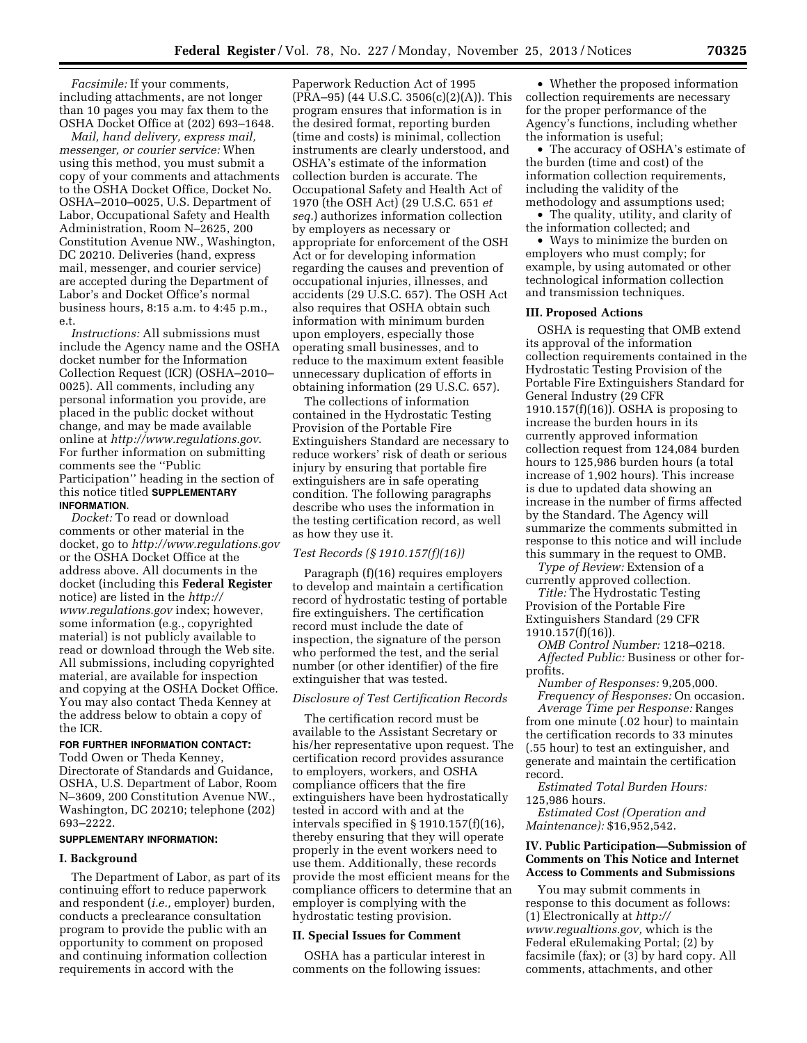*Facsimile:* If your comments, including attachments, are not longer than 10 pages you may fax them to the OSHA Docket Office at (202) 693–1648.

*Mail, hand delivery, express mail, messenger, or courier service:* When using this method, you must submit a copy of your comments and attachments to the OSHA Docket Office, Docket No. OSHA–2010–0025, U.S. Department of Labor, Occupational Safety and Health Administration, Room N–2625, 200 Constitution Avenue NW., Washington, DC 20210. Deliveries (hand, express mail, messenger, and courier service) are accepted during the Department of Labor's and Docket Office's normal business hours, 8:15 a.m. to 4:45 p.m., e.t.

*Instructions:* All submissions must include the Agency name and the OSHA docket number for the Information Collection Request (ICR) (OSHA–2010–0025). All comments, including any personal information you provide, are placed in the public docket without change, and may be made available online at *http://www.regulations.gov*. For further information on submitting comments see the ''Public Participation'' heading in the section of this notice titled **SUPPLEMENTARY INFORMATION**.

*Docket:* To read or download comments or other material in the docket, go to *http://www.regulations.gov* or the OSHA Docket Office at the address above. All documents in the docket (including this **Federal Register** notice) are listed in the *http://www.regulations.gov* index; however, some information (e.g., copyrighted material) is not publicly available to read or download through the Web site. All submissions, including copyrighted material, are available for inspection and copying at the OSHA Docket Office. You may also contact Theda Kenney at the address below to obtain a copy of the ICR.

**FOR FURTHER INFORMATION CONTACT:** Todd Owen or Theda Kenney, Directorate of Standards and Guidance, OSHA, U.S. Department of Labor, Room N–3609, 200 Constitution Avenue NW., Washington, DC 20210; telephone (202) 693–2222.

**SUPPLEMENTARY INFORMATION:**

## I. Background

The Department of Labor, as part of its continuing effort to reduce paperwork and respondent (*i.e.,* employer) burden, conducts a preclearance consultation program to provide the public with an opportunity to comment on proposed and continuing information collection requirements in accord with the Paperwork Reduction Act of 1995 (PRA–95) (44 U.S.C. 3506(c)(2)(A)). This program ensures that information is in the desired format, reporting burden (time and costs) is minimal, collection instruments are clearly understood, and OSHA's estimate of the information collection burden is accurate. The Occupational Safety and Health Act of 1970 (the OSH Act) (29 U.S.C. 651 *et seq.*) authorizes information collection by employers as necessary or appropriate for enforcement of the OSH Act or for developing information regarding the causes and prevention of occupational injuries, illnesses, and accidents (29 U.S.C. 657). The OSH Act also requires that OSHA obtain such information with minimum burden upon employers, especially those operating small businesses, and to reduce to the maximum extent feasible unnecessary duplication of efforts in obtaining information (29 U.S.C. 657).

The collections of information contained in the Hydrostatic Testing Provision of the Portable Fire Extinguishers Standard are necessary to reduce workers' risk of death or serious injury by ensuring that portable fire extinguishers are in safe operating condition. The following paragraphs describe who uses the information in the testing certification record, as well as how they use it.

### *Test Records (§ 1910.157(f)(16))*

Paragraph (f)(16) requires employers to develop and maintain a certification record of hydrostatic testing of portable fire extinguishers. The certification record must include the date of inspection, the signature of the person who performed the test, and the serial number (or other identifier) of the fire extinguisher that was tested.

### *Disclosure of Test Certification Records*

The certification record must be available to the Assistant Secretary or his/her representative upon request. The certification record provides assurance to employers, workers, and OSHA compliance officers that the fire extinguishers have been hydrostatically tested in accord with and at the intervals specified in § 1910.157(f)(16), thereby ensuring that they will operate properly in the event workers need to use them. Additionally, these records provide the most efficient means for the compliance officers to determine that an employer is complying with the hydrostatic testing provision.

## II. Special Issues for Comment

OSHA has a particular interest in comments on the following issues:

- Whether the proposed information collection requirements are necessary for the proper performance of the Agency's functions, including whether the information is useful;
- The accuracy of OSHA's estimate of the burden (time and cost) of the information collection requirements, including the validity of the methodology and assumptions used;
- The quality, utility, and clarity of the information collected; and
- Ways to minimize the burden on employers who must comply; for example, by using automated or other technological information collection and transmission techniques.

## III. Proposed Actions

OSHA is requesting that OMB extend its approval of the information collection requirements contained in the Hydrostatic Testing Provision of the Portable Fire Extinguishers Standard for General Industry (29 CFR 1910.157(f)(16)). OSHA is proposing to increase the burden hours in its currently approved information collection request from 124,084 burden hours to 125,986 burden hours (a total increase of 1,902 hours). This increase is due to updated data showing an increase in the number of firms affected by the Standard. The Agency will summarize the comments submitted in response to this notice and will include this summary in the request to OMB.

*Type of Review:* Extension of a currently approved collection.

*Title:* The Hydrostatic Testing Provision of the Portable Fire Extinguishers Standard (29 CFR 1910.157(f)(16)).

*OMB Control Number:* 1218–0218.

*Affected Public:* Business or other for-profits.

*Number of Responses:* 9,205,000.

*Frequency of Responses:* On occasion.

*Average Time per Response:* Ranges from one minute (.02 hour) to maintain the certification records to 33 minutes (.55 hour) to test an extinguisher, and generate and maintain the certification record.

*Estimated Total Burden Hours:* 125,986 hours.

*Estimated Cost (Operation and Maintenance):* $16,952,542.

## IV. Public Participation—Submission of Comments on This Notice and Internet Access to Comments and Submissions

You may submit comments in response to this document as follows: (1) Electronically at *http://www.regualtions.gov,* which is the Federal eRulemaking Portal; (2) by facsimile (fax); or (3) by hard copy. All comments, attachments, and other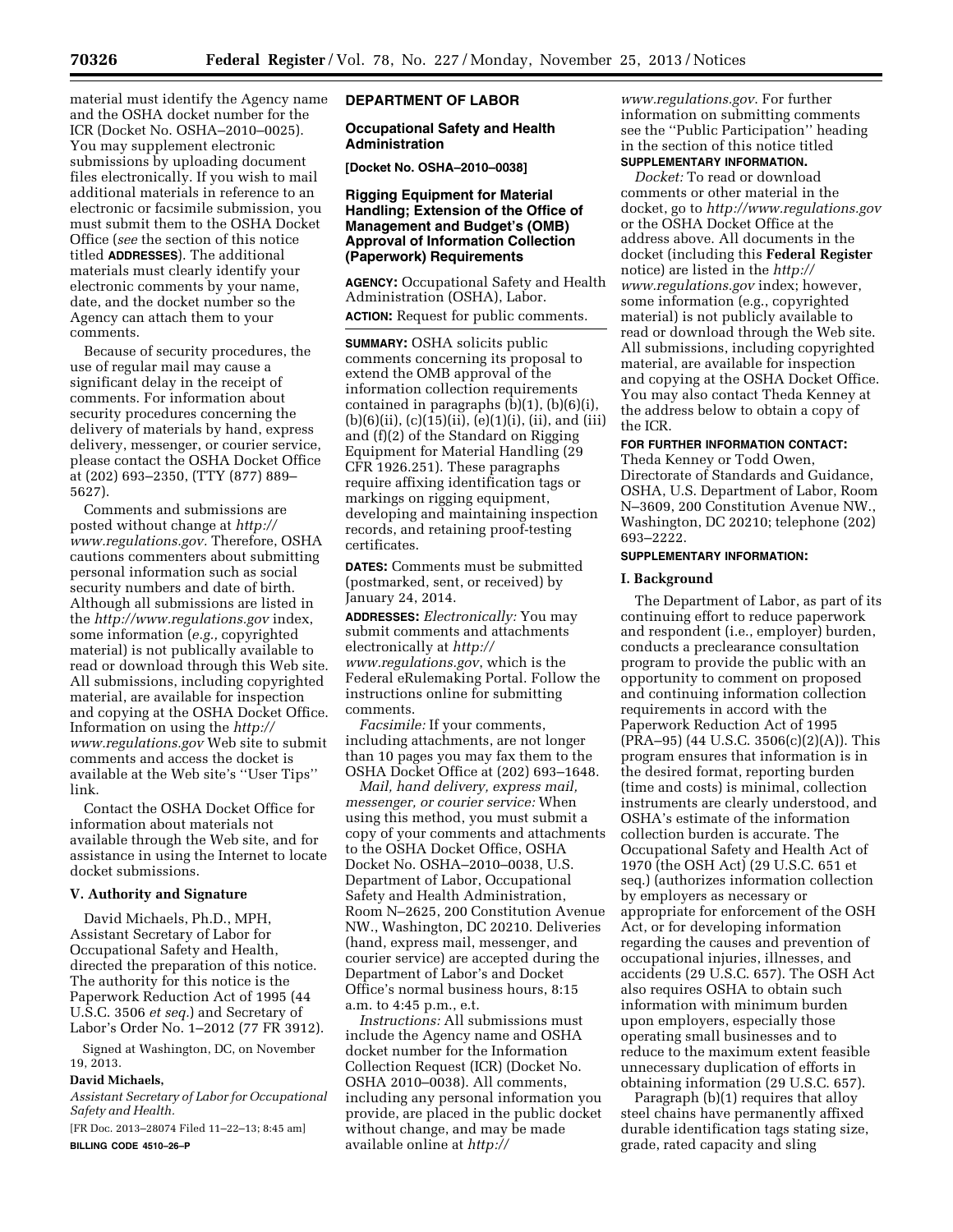material must identify the Agency name and the OSHA docket number for the ICR (Docket No. OSHA–2010–0025). You may supplement electronic submissions by uploading document files electronically. If you wish to mail additional materials in reference to an electronic or facsimile submission, you must submit them to the OSHA Docket Office (*see* the section of this notice titled **ADDRESSES**). The additional materials must clearly identify your electronic comments by your name, date, and the docket number so the Agency can attach them to your comments.

Because of security procedures, the use of regular mail may cause a significant delay in the receipt of comments. For information about security procedures concerning the delivery of materials by hand, express delivery, messenger, or courier service, please contact the OSHA Docket Office at (202) 693–2350, (TTY (877) 889–5627).

Comments and submissions are posted without change at *http://www.regulations.gov*. Therefore, OSHA cautions commenters about submitting personal information such as social security numbers and date of birth. Although all submissions are listed in the *http://www.regulations.gov* index, some information (*e.g.,* copyrighted material) is not publically available to read or download through this Web site. All submissions, including copyrighted material, are available for inspection and copying at the OSHA Docket Office. Information on using the *http://www.regulations.gov* Web site to submit comments and access the docket is available at the Web site's ''User Tips'' link.

Contact the OSHA Docket Office for information about materials not available through the Web site, and for assistance in using the Internet to locate docket submissions.

## V. Authority and Signature

David Michaels, Ph.D., MPH, Assistant Secretary of Labor for Occupational Safety and Health, directed the preparation of this notice. The authority for this notice is the Paperwork Reduction Act of 1995 (44 U.S.C. 3506 *et seq.*) and Secretary of Labor's Order No. 1–2012 (77 FR 3912).

Signed at Washington, DC, on November 19, 2013.

**David Michaels,**

*Assistant Secretary of Labor for Occupational Safety and Health.*

[FR Doc. 2013–28074 Filed 11–22–13; 8:45 am]

**BILLING CODE 4510–26–P**

## DEPARTMENT OF LABOR

### Occupational Safety and Health Administration

**[Docket No. OSHA–2010–0038]**

### Rigging Equipment for Material Handling; Extension of the Office of Management and Budget's (OMB) Approval of Information Collection (Paperwork) Requirements

**AGENCY:** Occupational Safety and Health Administration (OSHA), Labor.

**ACTION:** Request for public comments.

**SUMMARY:** OSHA solicits public comments concerning its proposal to extend the OMB approval of the information collection requirements contained in paragraphs (b)(1), (b)(6)(i), (b)(6)(ii), (c)(15)(ii), (e)(1)(i), (ii), and (iii) and (f)(2) of the Standard on Rigging Equipment for Material Handling (29 CFR 1926.251). These paragraphs require affixing identification tags or markings on rigging equipment, developing and maintaining inspection records, and retaining proof-testing certificates.

**DATES:** Comments must be submitted (postmarked, sent, or received) by January 24, 2014.

**ADDRESSES:** *Electronically:* You may submit comments and attachments electronically at *http://www.regulations.gov*, which is the Federal eRulemaking Portal. Follow the instructions online for submitting comments.

*Facsimile:* If your comments, including attachments, are not longer than 10 pages you may fax them to the OSHA Docket Office at (202) 693–1648.

*Mail, hand delivery, express mail, messenger, or courier service:* When using this method, you must submit a copy of your comments and attachments to the OSHA Docket Office, OSHA Docket No. OSHA–2010–0038, U.S. Department of Labor, Occupational Safety and Health Administration, Room N–2625, 200 Constitution Avenue NW., Washington, DC 20210. Deliveries (hand, express mail, messenger, and courier service) are accepted during the Department of Labor's and Docket Office's normal business hours, 8:15 a.m. to 4:45 p.m., e.t.

*Instructions:* All submissions must include the Agency name and OSHA docket number for the Information Collection Request (ICR) (Docket No. OSHA 2010–0038). All comments, including any personal information you provide, are placed in the public docket without change, and may be made available online at *http://www.regulations.gov*. For further information on submitting comments see the ''Public Participation'' heading in the section of this notice titled **SUPPLEMENTARY INFORMATION.**

*Docket:* To read or download comments or other material in the docket, go to *http://www.regulations.gov* or the OSHA Docket Office at the address above. All documents in the docket (including this **Federal Register** notice) are listed in the *http://www.regulations.gov* index; however, some information (e.g., copyrighted material) is not publicly available to read or download through the Web site. All submissions, including copyrighted material, are available for inspection and copying at the OSHA Docket Office. You may also contact Theda Kenney at the address below to obtain a copy of the ICR.

**FOR FURTHER INFORMATION CONTACT:** Theda Kenney or Todd Owen, Directorate of Standards and Guidance, OSHA, U.S. Department of Labor, Room N–3609, 200 Constitution Avenue NW., Washington, DC 20210; telephone (202) 693–2222.

**SUPPLEMENTARY INFORMATION:**

## I. Background

The Department of Labor, as part of its continuing effort to reduce paperwork and respondent (i.e., employer) burden, conducts a preclearance consultation program to provide the public with an opportunity to comment on proposed and continuing information collection requirements in accord with the Paperwork Reduction Act of 1995 (PRA–95) (44 U.S.C. 3506(c)(2)(A)). This program ensures that information is in the desired format, reporting burden (time and costs) is minimal, collection instruments are clearly understood, and OSHA's estimate of the information collection burden is accurate. The Occupational Safety and Health Act of 1970 (the OSH Act) (29 U.S.C. 651 et seq.) (authorizes information collection by employers as necessary or appropriate for enforcement of the OSH Act, or for developing information regarding the causes and prevention of occupational injuries, illnesses, and accidents (29 U.S.C. 657). The OSH Act also requires OSHA to obtain such information with minimum burden upon employers, especially those operating small businesses and to reduce to the maximum extent feasible unnecessary duplication of efforts in obtaining information (29 U.S.C. 657).

Paragraph (b)(1) requires that alloy steel chains have permanently affixed durable identification tags stating size, grade, rated capacity and sling